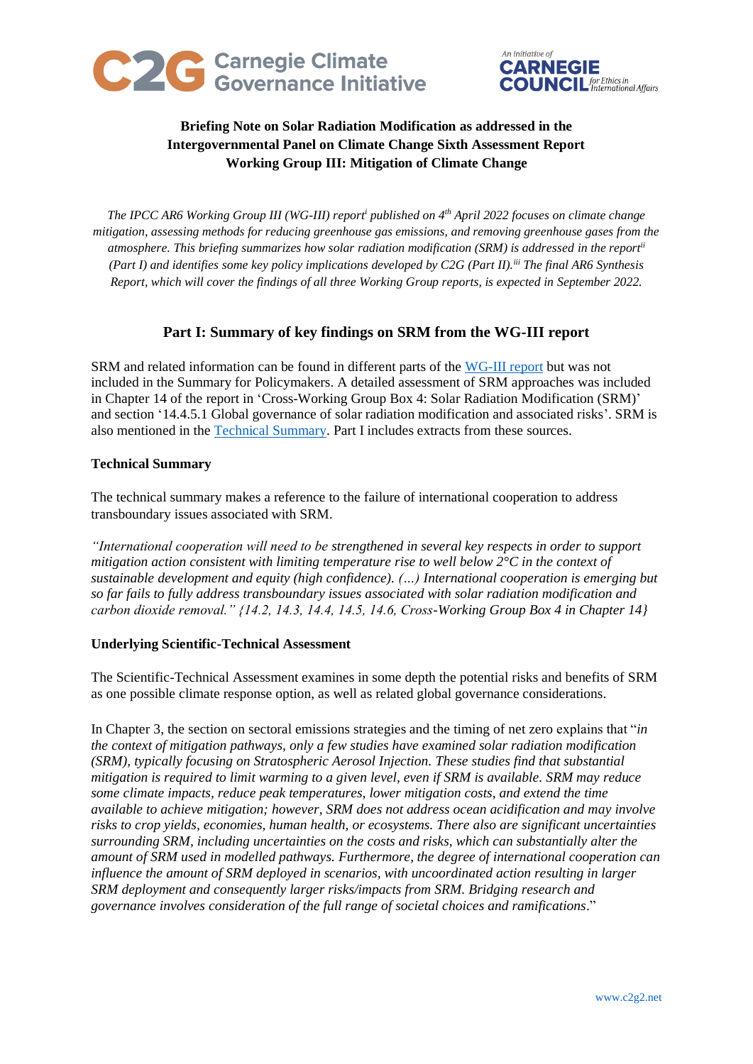**Briefing Note on Solar Radiation Modification as addressed in the Intergovernmental Panel on Climate Change Sixth Assessment Report Working Group III: Mitigation of Climate Change**

*The IPCC AR6 Working Group III (WG-III) report[i] published on 4th April 2022 focuses on climate change mitigation, assessing methods for reducing greenhouse gas emissions, and removing greenhouse gases from the atmosphere. This briefing summarizes how solar radiation modification (SRM) is addressed in the report[ii] (Part I) and identifies some key policy implications developed by C2G (Part II).[iii] The final AR6 Synthesis Report, which will cover the findings of all three Working Group reports, is expected in September 2022.*

## Part I: Summary of key findings on SRM from the WG-III report

SRM and related information can be found in different parts of the WG-III report but was not included in the Summary for Policymakers. A detailed assessment of SRM approaches was included in Chapter 14 of the report in 'Cross-Working Group Box 4: Solar Radiation Modification (SRM)' and section '14.4.5.1 Global governance of solar radiation modification and associated risks'. SRM is also mentioned in the Technical Summary. Part I includes extracts from these sources.

### Technical Summary

The technical summary makes a reference to the failure of international cooperation to address transboundary issues associated with SRM.

*"International cooperation will need to be strengthened in several key respects in order to support mitigation action consistent with limiting temperature rise to well below 2°C in the context of sustainable development and equity (high confidence). (…) International cooperation is emerging but so far fails to fully address transboundary issues associated with solar radiation modification and carbon dioxide removal." {14.2, 14.3, 14.4, 14.5, 14.6, Cross-Working Group Box 4 in Chapter 14}*

### Underlying Scientific-Technical Assessment

The Scientific-Technical Assessment examines in some depth the potential risks and benefits of SRM as one possible climate response option, as well as related global governance considerations.

In Chapter 3, the section on sectoral emissions strategies and the timing of net zero explains that "*in the context of mitigation pathways, only a few studies have examined solar radiation modification (SRM), typically focusing on Stratospheric Aerosol Injection. These studies find that substantial mitigation is required to limit warming to a given level, even if SRM is available. SRM may reduce some climate impacts, reduce peak temperatures, lower mitigation costs, and extend the time available to achieve mitigation; however, SRM does not address ocean acidification and may involve risks to crop yields, economies, human health, or ecosystems. There also are significant uncertainties surrounding SRM, including uncertainties on the costs and risks, which can substantially alter the amount of SRM used in modelled pathways. Furthermore, the degree of international cooperation can influence the amount of SRM deployed in scenarios, with uncoordinated action resulting in larger SRM deployment and consequently larger risks/impacts from SRM. Bridging research and governance involves consideration of the full range of societal choices and ramifications*."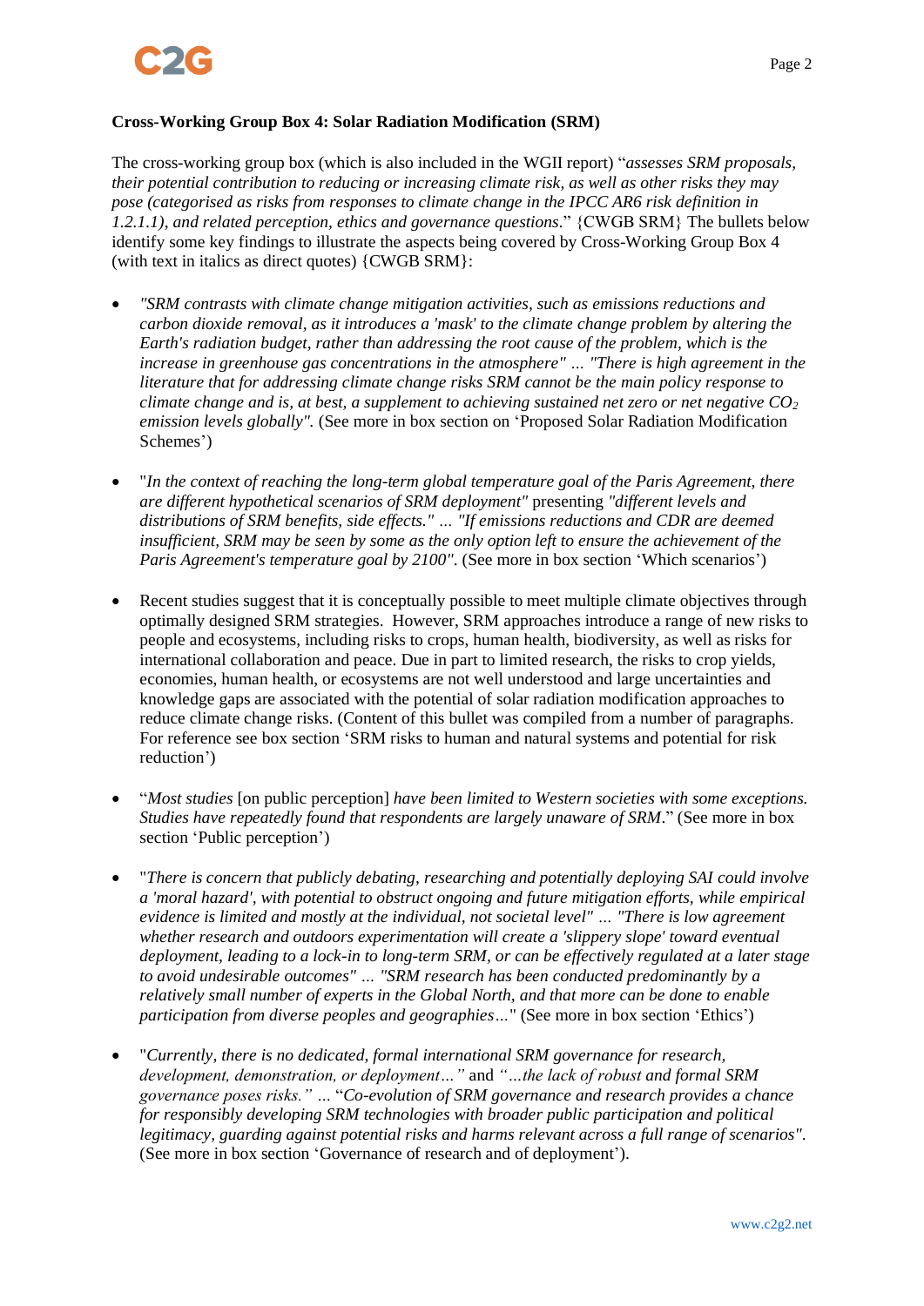**Cross-Working Group Box 4: Solar Radiation Modification (SRM)**

The cross-working group box (which is also included in the WGII report) "*assesses SRM proposals, their potential contribution to reducing or increasing climate risk, as well as other risks they may pose (categorised as risks from responses to climate change in the IPCC AR6 risk definition in 1.2.1.1), and related perception, ethics and governance questions.*" {CWGB SRM} The bullets below identify some key findings to illustrate the aspects being covered by Cross-Working Group Box 4 (with text in italics as direct quotes) {CWGB SRM}:

- *"SRM contrasts with climate change mitigation activities, such as emissions reductions and carbon dioxide removal, as it introduces a 'mask' to the climate change problem by altering the Earth's radiation budget, rather than addressing the root cause of the problem, which is the increase in greenhouse gas concentrations in the atmosphere" … "There is high agreement in the literature that for addressing climate change risks SRM cannot be the main policy response to climate change and is, at best, a supplement to achieving sustained net zero or net negative $CO_2$ emission levels globally".* (See more in box section on 'Proposed Solar Radiation Modification Schemes')

- "*In the context of reaching the long-term global temperature goal of the Paris Agreement, there are different hypothetical scenarios of SRM deployment"* presenting *"different levels and distributions of SRM benefits, side effects." … "If emissions reductions and CDR are deemed insufficient, SRM may be seen by some as the only option left to ensure the achievement of the Paris Agreement's temperature goal by 2100".* (See more in box section 'Which scenarios')

- Recent studies suggest that it is conceptually possible to meet multiple climate objectives through optimally designed SRM strategies. However, SRM approaches introduce a range of new risks to people and ecosystems, including risks to crops, human health, biodiversity, as well as risks for international collaboration and peace. Due in part to limited research, the risks to crop yields, economies, human health, or ecosystems are not well understood and large uncertainties and knowledge gaps are associated with the potential of solar radiation modification approaches to reduce climate change risks. (Content of this bullet was compiled from a number of paragraphs. For reference see box section 'SRM risks to human and natural systems and potential for risk reduction')

- "*Most studies* [on public perception] *have been limited to Western societies with some exceptions. Studies have repeatedly found that respondents are largely unaware of SRM*." (See more in box section 'Public perception')

- "*There is concern that publicly debating, researching and potentially deploying SAI could involve a 'moral hazard', with potential to obstruct ongoing and future mitigation efforts, while empirical evidence is limited and mostly at the individual, not societal level" … "There is low agreement whether research and outdoors experimentation will create a 'slippery slope' toward eventual deployment, leading to a lock-in to long-term SRM, or can be effectively regulated at a later stage to avoid undesirable outcomes" … "SRM research has been conducted predominantly by a relatively small number of experts in the Global North, and that more can be done to enable participation from diverse peoples and geographies…*" (See more in box section 'Ethics')

- "*Currently, there is no dedicated, formal international SRM governance for research, development, demonstration, or deployment…"* and *"…the lack of robust* and *formal SRM governance poses risks." …* "*Co-evolution of SRM governance and research provides a chance for responsibly developing SRM technologies with broader public participation and political legitimacy, guarding against potential risks and harms relevant across a full range of scenarios"*. (See more in box section 'Governance of research and of deployment').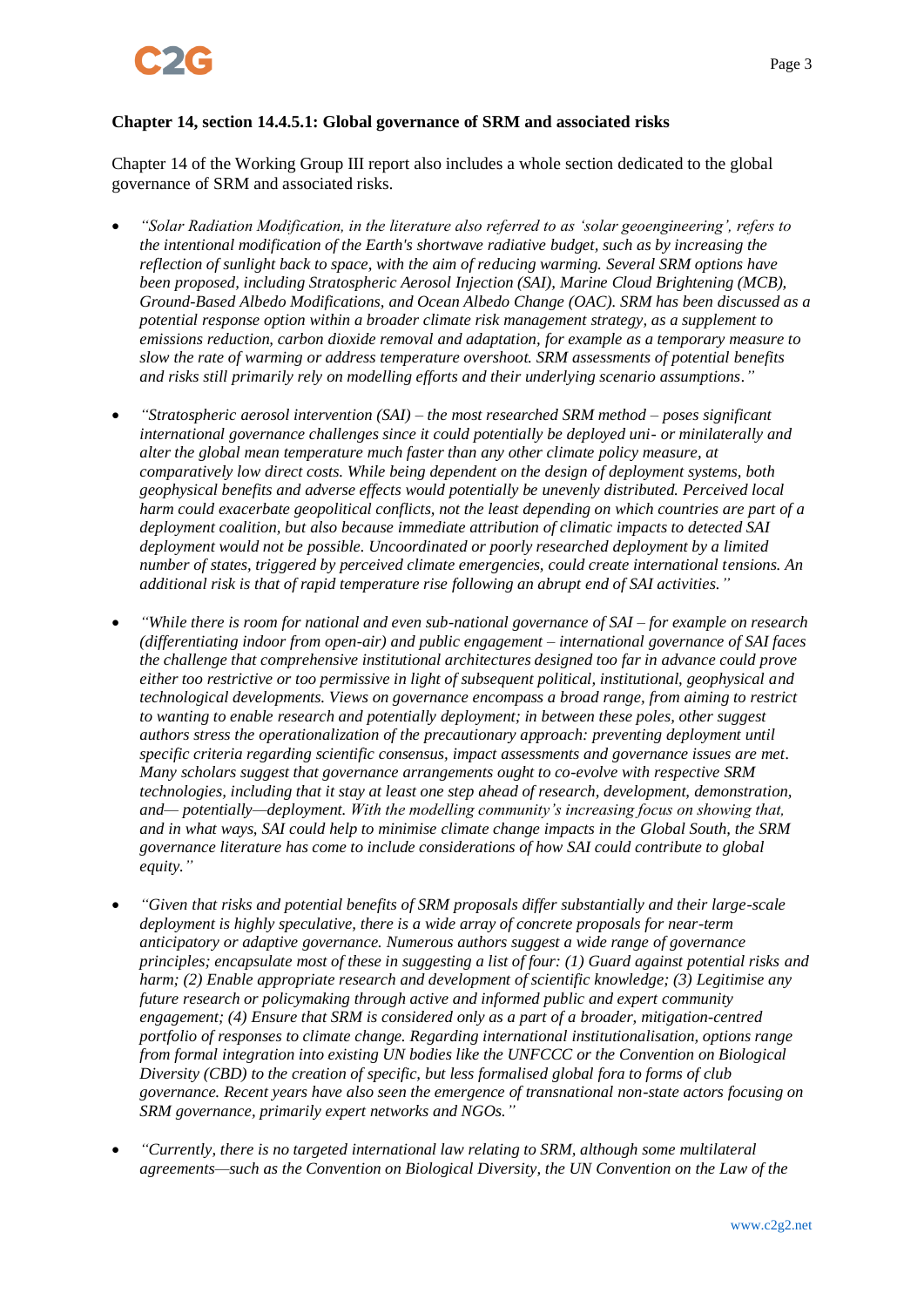**Chapter 14, section 14.4.5.1: Global governance of SRM and associated risks**

Chapter 14 of the Working Group III report also includes a whole section dedicated to the global governance of SRM and associated risks.

- *"Solar Radiation Modification, in the literature also referred to as 'solar geoengineering', refers to the intentional modification of the Earth's shortwave radiative budget, such as by increasing the reflection of sunlight back to space, with the aim of reducing warming. Several SRM options have been proposed, including Stratospheric Aerosol Injection (SAI), Marine Cloud Brightening (MCB), Ground-Based Albedo Modifications, and Ocean Albedo Change (OAC). SRM has been discussed as a potential response option within a broader climate risk management strategy, as a supplement to emissions reduction, carbon dioxide removal and adaptation, for example as a temporary measure to slow the rate of warming or address temperature overshoot. SRM assessments of potential benefits and risks still primarily rely on modelling efforts and their underlying scenario assumptions."*

- *"Stratospheric aerosol intervention (SAI) – the most researched SRM method – poses significant international governance challenges since it could potentially be deployed uni- or minilaterally and alter the global mean temperature much faster than any other climate policy measure, at comparatively low direct costs. While being dependent on the design of deployment systems, both geophysical benefits and adverse effects would potentially be unevenly distributed. Perceived local harm could exacerbate geopolitical conflicts, not the least depending on which countries are part of a deployment coalition, but also because immediate attribution of climatic impacts to detected SAI deployment would not be possible. Uncoordinated or poorly researched deployment by a limited number of states, triggered by perceived climate emergencies, could create international tensions. An additional risk is that of rapid temperature rise following an abrupt end of SAI activities."*

- *"While there is room for national and even sub-national governance of SAI – for example on research (differentiating indoor from open-air) and public engagement – international governance of SAI faces the challenge that comprehensive institutional architectures designed too far in advance could prove either too restrictive or too permissive in light of subsequent political, institutional, geophysical and technological developments. Views on governance encompass a broad range, from aiming to restrict to wanting to enable research and potentially deployment; in between these poles, other suggest authors stress the operationalization of the precautionary approach: preventing deployment until specific criteria regarding scientific consensus, impact assessments and governance issues are met. Many scholars suggest that governance arrangements ought to co-evolve with respective SRM technologies, including that it stay at least one step ahead of research, development, demonstration, and— potentially—deployment. With the modelling community's increasing focus on showing that, and in what ways, SAI could help to minimise climate change impacts in the Global South, the SRM governance literature has come to include considerations of how SAI could contribute to global equity."*

- *"Given that risks and potential benefits of SRM proposals differ substantially and their large-scale deployment is highly speculative, there is a wide array of concrete proposals for near-term anticipatory or adaptive governance. Numerous authors suggest a wide range of governance principles; encapsulate most of these in suggesting a list of four: (1) Guard against potential risks and harm; (2) Enable appropriate research and development of scientific knowledge; (3) Legitimise any future research or policymaking through active and informed public and expert community engagement; (4) Ensure that SRM is considered only as a part of a broader, mitigation-centred portfolio of responses to climate change. Regarding international institutionalisation, options range from formal integration into existing UN bodies like the UNFCCC or the Convention on Biological Diversity (CBD) to the creation of specific, but less formalised global fora to forms of club governance. Recent years have also seen the emergence of transnational non-state actors focusing on SRM governance, primarily expert networks and NGOs."*

- *"Currently, there is no targeted international law relating to SRM, although some multilateral agreements—such as the Convention on Biological Diversity, the UN Convention on the Law of the*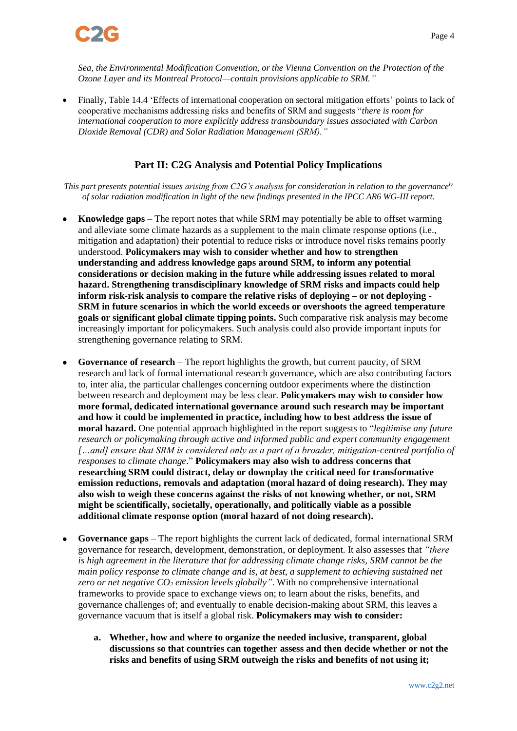*Sea, the Environmental Modification Convention, or the Vienna Convention on the Protection of the Ozone Layer and its Montreal Protocol—contain provisions applicable to SRM."*

- Finally, Table 14.4 'Effects of international cooperation on sectoral mitigation efforts' points to lack of cooperative mechanisms addressing risks and benefits of SRM and suggests "*there is room for international cooperation to more explicitly address transboundary issues associated with Carbon Dioxide Removal (CDR) and Solar Radiation Management (SRM)."*

## Part II: C2G Analysis and Potential Policy Implications

*This part presents potential issues arising from C2G's analysis for consideration in relation to the governance[iv] of solar radiation modification in light of the new findings presented in the IPCC AR6 WG-III report.*

- **Knowledge gaps** – The report notes that while SRM may potentially be able to offset warming and alleviate some climate hazards as a supplement to the main climate response options (i.e., mitigation and adaptation) their potential to reduce risks or introduce novel risks remains poorly understood. **Policymakers may wish to consider whether and how to strengthen understanding and address knowledge gaps around SRM, to inform any potential considerations or decision making in the future while addressing issues related to moral hazard. Strengthening transdisciplinary knowledge of SRM risks and impacts could help inform risk-risk analysis to compare the relative risks of deploying – or not deploying - SRM in future scenarios in which the world exceeds or overshoots the agreed temperature goals or significant global climate tipping points.** Such comparative risk analysis may become increasingly important for policymakers. Such analysis could also provide important inputs for strengthening governance relating to SRM.

- **Governance of research** – The report highlights the growth, but current paucity, of SRM research and lack of formal international research governance, which are also contributing factors to, inter alia, the particular challenges concerning outdoor experiments where the distinction between research and deployment may be less clear. **Policymakers may wish to consider how more formal, dedicated international governance around such research may be important and how it could be implemented in practice, including how to best address the issue of moral hazard.** One potential approach highlighted in the report suggests to "*legitimise any future research or policymaking through active and informed public and expert community engagement […and] ensure that SRM is considered only as a part of a broader, mitigation-centred portfolio of responses to climate change*." **Policymakers may also wish to address concerns that researching SRM could distract, delay or downplay the critical need for transformative emission reductions, removals and adaptation (moral hazard of doing research). They may also wish to weigh these concerns against the risks of not knowing whether, or not, SRM might be scientifically, societally, operationally, and politically viable as a possible additional climate response option (moral hazard of not doing research).**

- **Governance gaps** – The report highlights the current lack of dedicated, formal international SRM governance for research, development, demonstration, or deployment. It also assesses that *"there is high agreement in the literature that for addressing climate change risks, SRM cannot be the main policy response to climate change and is, at best, a supplement to achieving sustained net zero or net negative $CO_2$ emission levels globally"*. With no comprehensive international frameworks to provide space to exchange views on; to learn about the risks, benefits, and governance challenges of; and eventually to enable decision-making about SRM, this leaves a governance vacuum that is itself a global risk. **Policymakers may wish to consider:**

    a. **Whether, how and where to organize the needed inclusive, transparent, global discussions so that countries can together assess and then decide whether or not the risks and benefits of using SRM outweigh the risks and benefits of not using it;**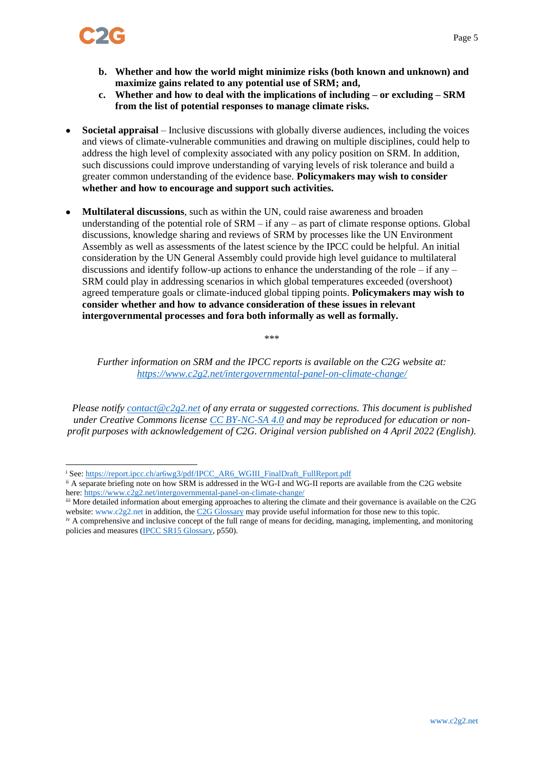b. **Whether and how the world might minimize risks (both known and unknown) and maximize gains related to any potential use of SRM; and,**
c. **Whether and how to deal with the implications of including – or excluding – SRM from the list of potential responses to manage climate risks.**

- **Societal appraisal** – Inclusive discussions with globally diverse audiences, including the voices and views of climate-vulnerable communities and drawing on multiple disciplines, could help to address the high level of complexity associated with any policy position on SRM. In addition, such discussions could improve understanding of varying levels of risk tolerance and build a greater common understanding of the evidence base. **Policymakers may wish to consider whether and how to encourage and support such activities.**

- **Multilateral discussions**, such as within the UN, could raise awareness and broaden understanding of the potential role of SRM – if any – as part of climate response options. Global discussions, knowledge sharing and reviews of SRM by processes like the UN Environment Assembly as well as assessments of the latest science by the IPCC could be helpful. An initial consideration by the UN General Assembly could provide high level guidance to multilateral discussions and identify follow-up actions to enhance the understanding of the role – if any – SRM could play in addressing scenarios in which global temperatures exceeded (overshoot) agreed temperature goals or climate-induced global tipping points. **Policymakers may wish to consider whether and how to advance consideration of these issues in relevant intergovernmental processes and fora both informally as well as formally.**

***

*Further information on SRM and the IPCC reports is available on the C2G website at: https://www.c2g2.net/intergovernmental-panel-on-climate-change/*

*Please notify contact@c2g2.net of any errata or suggested corrections. This document is published under Creative Commons license CC BY-NC-SA 4.0 and may be reproduced for education or non-profit purposes with acknowledgement of C2G. Original version published on 4 April 2022 (English).*

---

[i] See: https://report.ipcc.ch/ar6wg3/pdf/IPCC_AR6_WGIII_FinalDraft_FullReport.pdf

[ii] A separate briefing note on how SRM is addressed in the WG-I and WG-II reports are available from the C2G website here: https://www.c2g2.net/intergovernmental-panel-on-climate-change/

[iii] More detailed information about emerging approaches to altering the climate and their governance is available on the C2G website: www.c2g2.net in addition, the C2G Glossary may provide useful information for those new to this topic.

[iv] A comprehensive and inclusive concept of the full range of means for deciding, managing, implementing, and monitoring policies and measures (IPCC SR15 Glossary, p550).